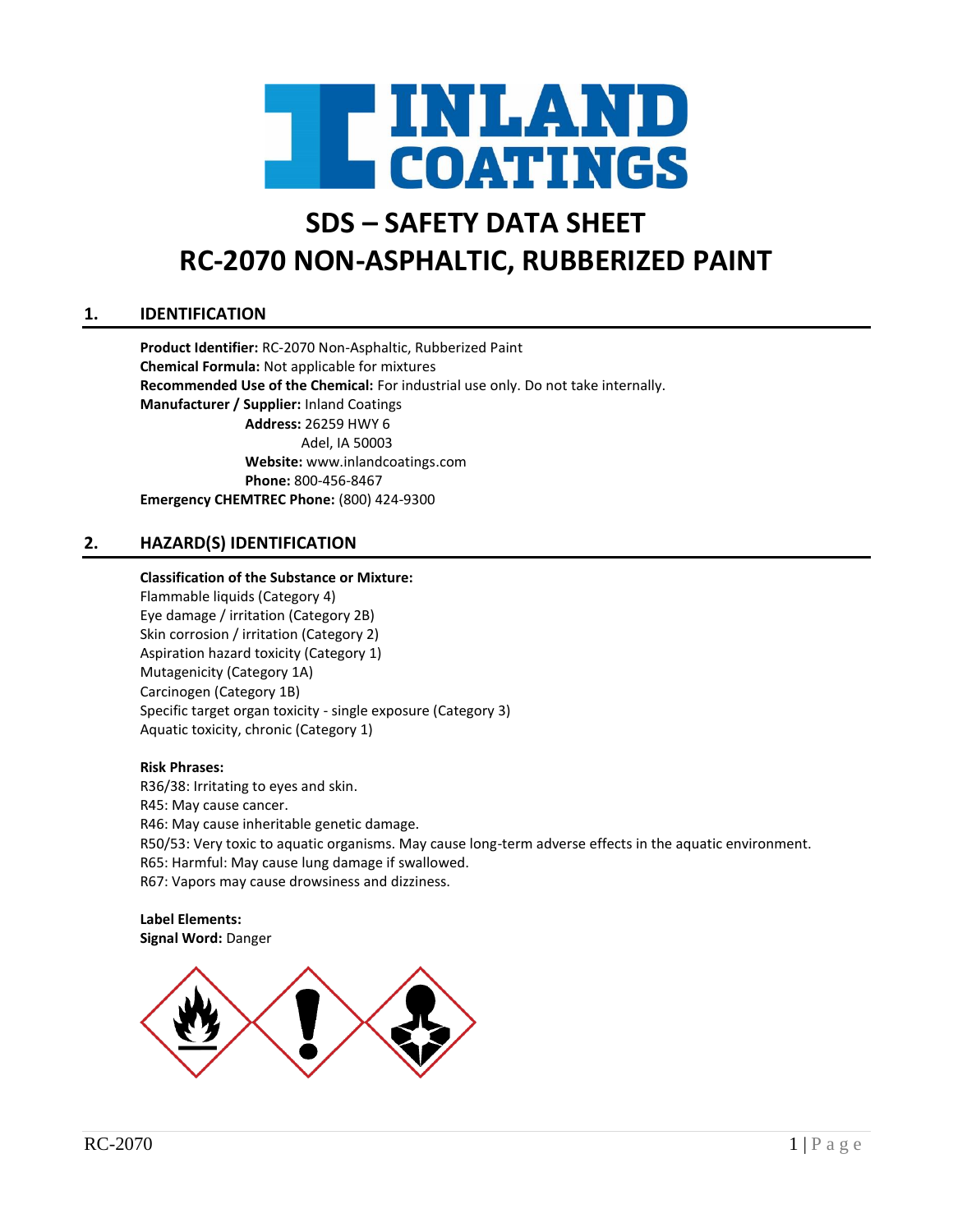# INLAND COATINGS

# SDS – SAFETY DATA SHEET
# RC-2070 NON-ASPHALTIC, RUBBERIZED PAINT

## 1. IDENTIFICATION

**Product Identifier:** RC-2070 Non-Asphaltic, Rubberized Paint
**Chemical Formula:** Not applicable for mixtures
**Recommended Use of the Chemical:** For industrial use only. Do not take internally.
**Manufacturer / Supplier:** Inland Coatings
**Address:** 26259 HWY 6
Adel, IA 50003
**Website:** www.inlandcoatings.com
**Phone:** 800-456-8467
**Emergency CHEMTREC Phone:** (800) 424-9300

## 2. HAZARD(S) IDENTIFICATION

**Classification of the Substance or Mixture:**
Flammable liquids (Category 4)
Eye damage / irritation (Category 2B)
Skin corrosion / irritation (Category 2)
Aspiration hazard toxicity (Category 1)
Mutagenicity (Category 1A)
Carcinogen (Category 1B)
Specific target organ toxicity - single exposure (Category 3)
Aquatic toxicity, chronic (Category 1)

**Risk Phrases:**
R36/38: Irritating to eyes and skin.
R45: May cause cancer.
R46: May cause inheritable genetic damage.
R50/53: Very toxic to aquatic organisms. May cause long-term adverse effects in the aquatic environment.
R65: Harmful: May cause lung damage if swallowed.
R67: Vapors may cause drowsiness and dizziness.

**Label Elements:**
**Signal Word:** Danger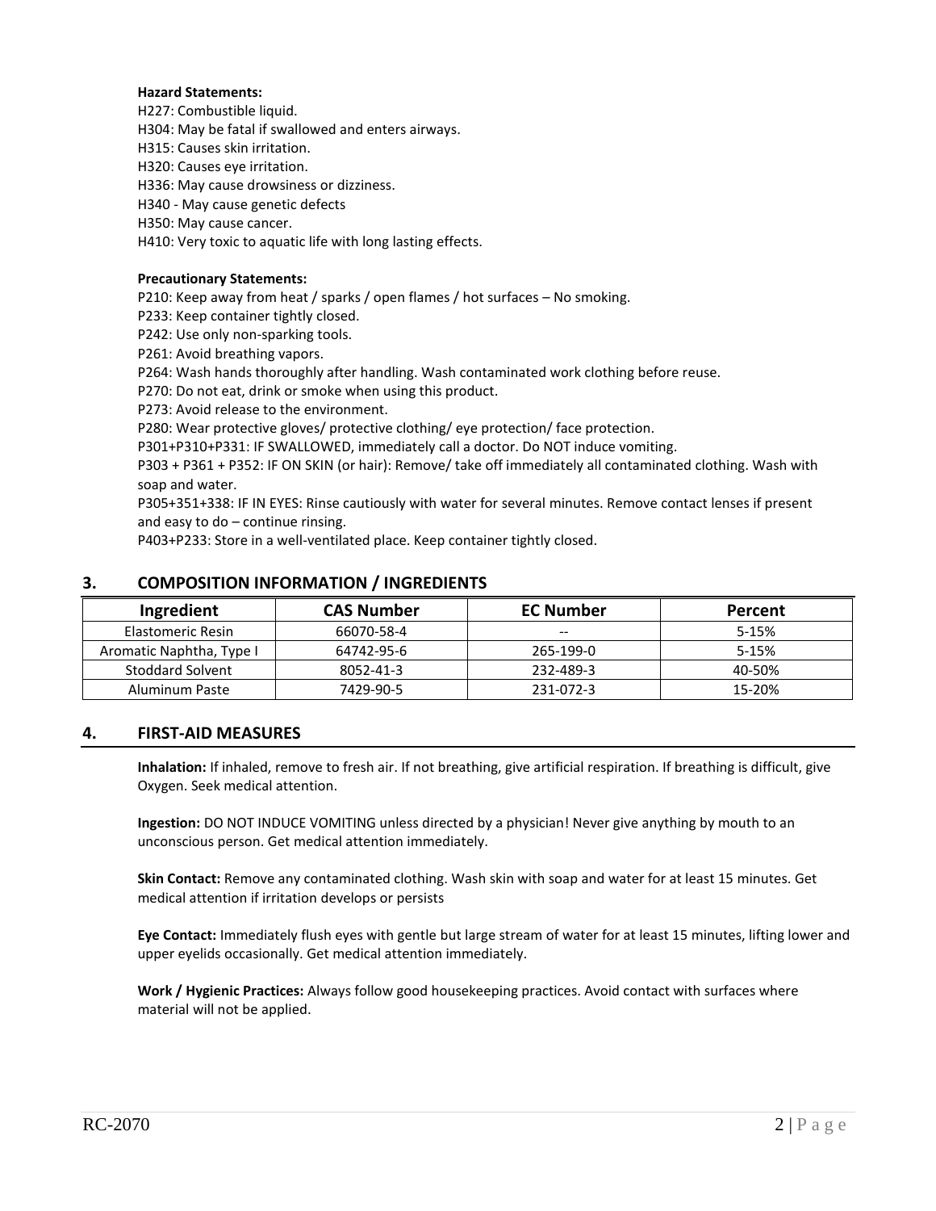**Hazard Statements:**

H227: Combustible liquid.
H304: May be fatal if swallowed and enters airways.
H315: Causes skin irritation.
H320: Causes eye irritation.
H336: May cause drowsiness or dizziness.
H340 - May cause genetic defects
H350: May cause cancer.
H410: Very toxic to aquatic life with long lasting effects.

**Precautionary Statements:**

P210: Keep away from heat / sparks / open flames / hot surfaces – No smoking.
P233: Keep container tightly closed.
P242: Use only non-sparking tools.
P261: Avoid breathing vapors.
P264: Wash hands thoroughly after handling. Wash contaminated work clothing before reuse.
P270: Do not eat, drink or smoke when using this product.
P273: Avoid release to the environment.
P280: Wear protective gloves/ protective clothing/ eye protection/ face protection.
P301+P310+P331: IF SWALLOWED, immediately call a doctor. Do NOT induce vomiting.
P303 + P361 + P352: IF ON SKIN (or hair): Remove/ take off immediately all contaminated clothing. Wash with soap and water.
P305+351+338: IF IN EYES: Rinse cautiously with water for several minutes. Remove contact lenses if present and easy to do – continue rinsing.
P403+P233: Store in a well-ventilated place. Keep container tightly closed.

## 3. COMPOSITION INFORMATION / INGREDIENTS

| Ingredient | CAS Number | EC Number | Percent |
|---|---|---|---|
| Elastomeric Resin | 66070-58-4 | -- | 5-15% |
| Aromatic Naphtha, Type I | 64742-95-6 | 265-199-0 | 5-15% |
| Stoddard Solvent | 8052-41-3 | 232-489-3 | 40-50% |
| Aluminum Paste | 7429-90-5 | 231-072-3 | 15-20% |

## 4. FIRST-AID MEASURES

**Inhalation:** If inhaled, remove to fresh air. If not breathing, give artificial respiration. If breathing is difficult, give Oxygen. Seek medical attention.

**Ingestion:** DO NOT INDUCE VOMITING unless directed by a physician! Never give anything by mouth to an unconscious person. Get medical attention immediately.

**Skin Contact:** Remove any contaminated clothing. Wash skin with soap and water for at least 15 minutes. Get medical attention if irritation develops or persists

**Eye Contact:** Immediately flush eyes with gentle but large stream of water for at least 15 minutes, lifting lower and upper eyelids occasionally. Get medical attention immediately.

**Work / Hygienic Practices:** Always follow good housekeeping practices. Avoid contact with surfaces where material will not be applied.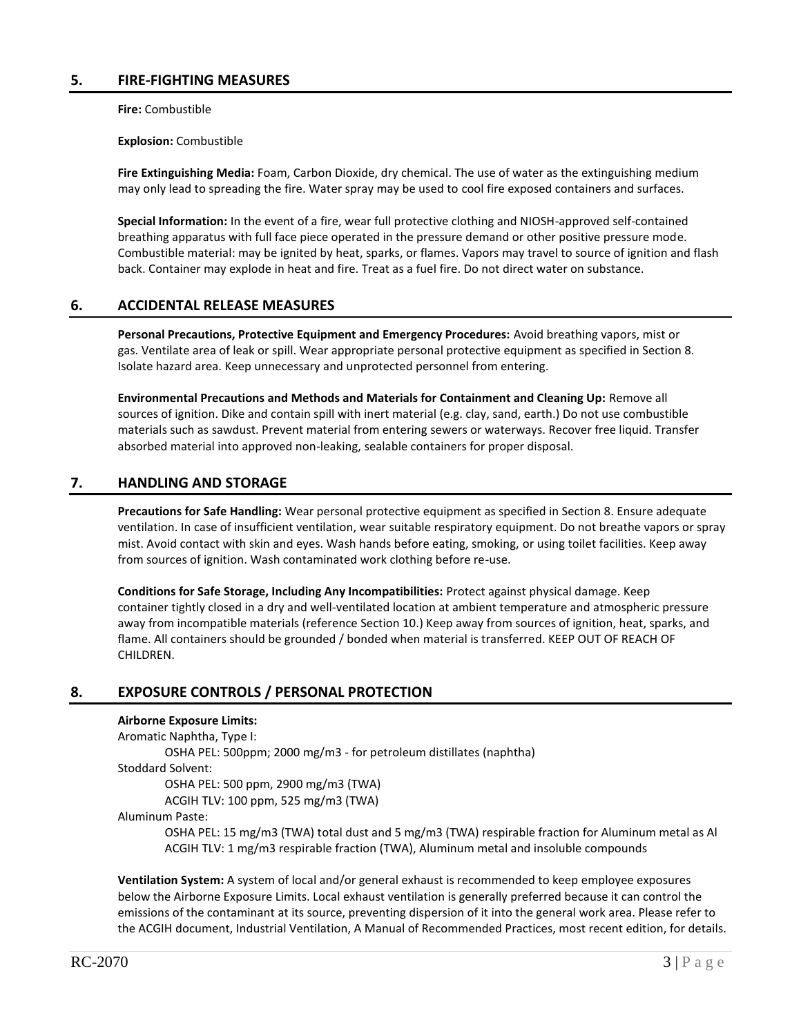## 5. FIRE-FIGHTING MEASURES

**Fire:** Combustible

**Explosion:** Combustible

**Fire Extinguishing Media:** Foam, Carbon Dioxide, dry chemical. The use of water as the extinguishing medium may only lead to spreading the fire. Water spray may be used to cool fire exposed containers and surfaces.

**Special Information:** In the event of a fire, wear full protective clothing and NIOSH-approved self-contained breathing apparatus with full face piece operated in the pressure demand or other positive pressure mode. Combustible material: may be ignited by heat, sparks, or flames. Vapors may travel to source of ignition and flash back. Container may explode in heat and fire. Treat as a fuel fire. Do not direct water on substance.

## 6. ACCIDENTAL RELEASE MEASURES

**Personal Precautions, Protective Equipment and Emergency Procedures:** Avoid breathing vapors, mist or gas. Ventilate area of leak or spill. Wear appropriate personal protective equipment as specified in Section 8. Isolate hazard area. Keep unnecessary and unprotected personnel from entering.

**Environmental Precautions and Methods and Materials for Containment and Cleaning Up:** Remove all sources of ignition. Dike and contain spill with inert material (e.g. clay, sand, earth.) Do not use combustible materials such as sawdust. Prevent material from entering sewers or waterways. Recover free liquid. Transfer absorbed material into approved non-leaking, sealable containers for proper disposal.

## 7. HANDLING AND STORAGE

**Precautions for Safe Handling:** Wear personal protective equipment as specified in Section 8. Ensure adequate ventilation. In case of insufficient ventilation, wear suitable respiratory equipment. Do not breathe vapors or spray mist. Avoid contact with skin and eyes. Wash hands before eating, smoking, or using toilet facilities. Keep away from sources of ignition. Wash contaminated work clothing before re-use.

**Conditions for Safe Storage, Including Any Incompatibilities:** Protect against physical damage. Keep container tightly closed in a dry and well-ventilated location at ambient temperature and atmospheric pressure away from incompatible materials (reference Section 10.) Keep away from sources of ignition, heat, sparks, and flame. All containers should be grounded / bonded when material is transferred. KEEP OUT OF REACH OF CHILDREN.

## 8. EXPOSURE CONTROLS / PERSONAL PROTECTION

**Airborne Exposure Limits:**

Aromatic Naphtha, Type I:

- OSHA PEL: 500ppm; 2000 mg/m3 - for petroleum distillates (naphtha)

Stoddard Solvent:

- OSHA PEL: 500 ppm, 2900 mg/m3 (TWA)
- ACGIH TLV: 100 ppm, 525 mg/m3 (TWA)

Aluminum Paste:

- OSHA PEL: 15 mg/m3 (TWA) total dust and 5 mg/m3 (TWA) respirable fraction for Aluminum metal as Al
- ACGIH TLV: 1 mg/m3 respirable fraction (TWA), Aluminum metal and insoluble compounds

**Ventilation System:** A system of local and/or general exhaust is recommended to keep employee exposures below the Airborne Exposure Limits. Local exhaust ventilation is generally preferred because it can control the emissions of the contaminant at its source, preventing dispersion of it into the general work area. Please refer to the ACGIH document, Industrial Ventilation, A Manual of Recommended Practices, most recent edition, for details.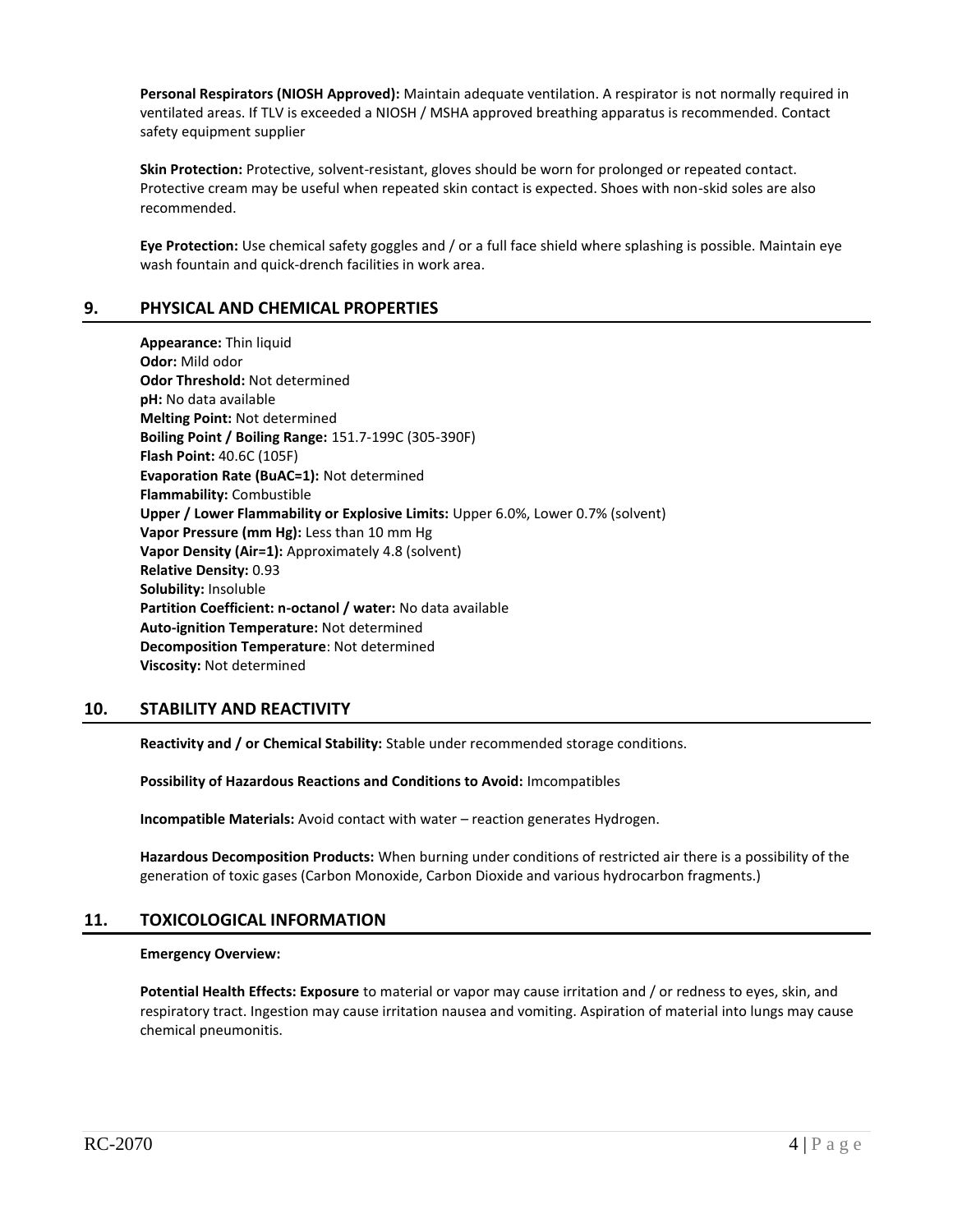**Personal Respirators (NIOSH Approved):** Maintain adequate ventilation. A respirator is not normally required in ventilated areas. If TLV is exceeded a NIOSH / MSHA approved breathing apparatus is recommended. Contact safety equipment supplier

**Skin Protection:** Protective, solvent-resistant, gloves should be worn for prolonged or repeated contact. Protective cream may be useful when repeated skin contact is expected. Shoes with non-skid soles are also recommended.

**Eye Protection:** Use chemical safety goggles and / or a full face shield where splashing is possible. Maintain eye wash fountain and quick-drench facilities in work area.

## 9. PHYSICAL AND CHEMICAL PROPERTIES

**Appearance:** Thin liquid
**Odor:** Mild odor
**Odor Threshold:** Not determined
**pH:** No data available
**Melting Point:** Not determined
**Boiling Point / Boiling Range:** 151.7-199C (305-390F)
**Flash Point:** 40.6C (105F)
**Evaporation Rate (BuAC=1):** Not determined
**Flammability:** Combustible
**Upper / Lower Flammability or Explosive Limits:** Upper 6.0%, Lower 0.7% (solvent)
**Vapor Pressure (mm Hg):** Less than 10 mm Hg
**Vapor Density (Air=1):** Approximately 4.8 (solvent)
**Relative Density:** 0.93
**Solubility:** Insoluble
**Partition Coefficient: n-octanol / water:** No data available
**Auto-ignition Temperature:** Not determined
**Decomposition Temperature**: Not determined
**Viscosity:** Not determined

## 10. STABILITY AND REACTIVITY

**Reactivity and / or Chemical Stability:** Stable under recommended storage conditions.

**Possibility of Hazardous Reactions and Conditions to Avoid:** Imcompatibles

**Incompatible Materials:** Avoid contact with water – reaction generates Hydrogen.

**Hazardous Decomposition Products:** When burning under conditions of restricted air there is a possibility of the generation of toxic gases (Carbon Monoxide, Carbon Dioxide and various hydrocarbon fragments.)

## 11. TOXICOLOGICAL INFORMATION

**Emergency Overview:**

**Potential Health Effects: Exposure** to material or vapor may cause irritation and / or redness to eyes, skin, and respiratory tract. Ingestion may cause irritation nausea and vomiting. Aspiration of material into lungs may cause chemical pneumonitis.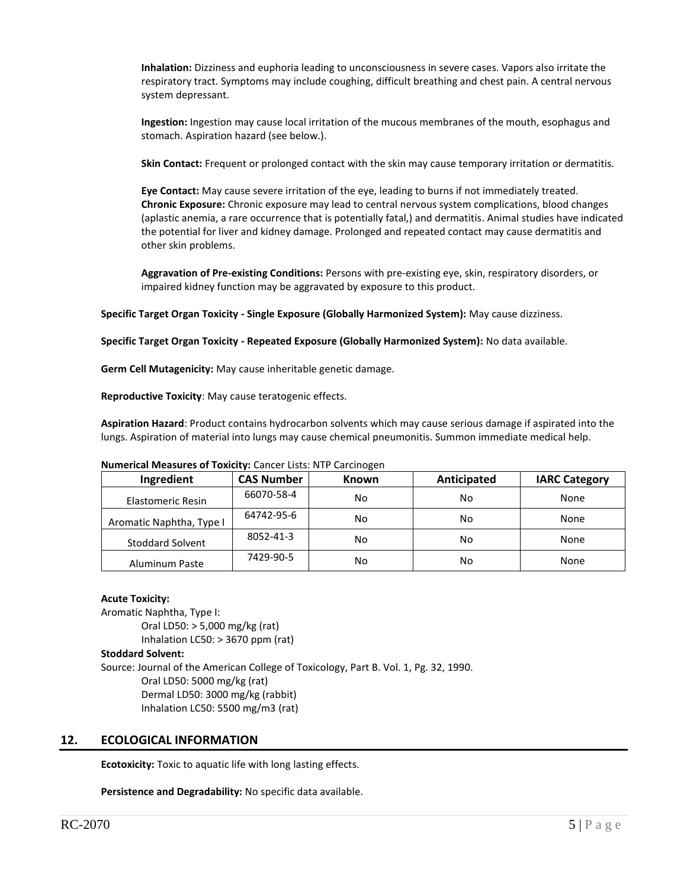**Inhalation:** Dizziness and euphoria leading to unconsciousness in severe cases. Vapors also irritate the respiratory tract. Symptoms may include coughing, difficult breathing and chest pain. A central nervous system depressant.

**Ingestion:** Ingestion may cause local irritation of the mucous membranes of the mouth, esophagus and stomach. Aspiration hazard (see below.).

**Skin Contact:** Frequent or prolonged contact with the skin may cause temporary irritation or dermatitis.

**Eye Contact:** May cause severe irritation of the eye, leading to burns if not immediately treated.
**Chronic Exposure:** Chronic exposure may lead to central nervous system complications, blood changes (aplastic anemia, a rare occurrence that is potentially fatal,) and dermatitis. Animal studies have indicated the potential for liver and kidney damage. Prolonged and repeated contact may cause dermatitis and other skin problems.

**Aggravation of Pre-existing Conditions:** Persons with pre-existing eye, skin, respiratory disorders, or impaired kidney function may be aggravated by exposure to this product.

**Specific Target Organ Toxicity - Single Exposure (Globally Harmonized System):** May cause dizziness.

**Specific Target Organ Toxicity - Repeated Exposure (Globally Harmonized System):** No data available.

**Germ Cell Mutagenicity:** May cause inheritable genetic damage.

**Reproductive Toxicity**: May cause teratogenic effects.

**Aspiration Hazard**: Product contains hydrocarbon solvents which may cause serious damage if aspirated into the lungs. Aspiration of material into lungs may cause chemical pneumonitis. Summon immediate medical help.

**Numerical Measures of Toxicity:** Cancer Lists: NTP Carcinogen

| Ingredient | CAS Number | Known | Anticipated | IARC Category |
|---|---|---|---|---|
| Elastomeric Resin | 66070-58-4 | No | No | None |
| Aromatic Naphtha, Type I | 64742-95-6 | No | No | None |
| Stoddard Solvent | 8052-41-3 | No | No | None |
| Aluminum Paste | 7429-90-5 | No | No | None |

**Acute Toxicity:**
Aromatic Naphtha, Type I:
Oral LD50: > 5,000 mg/kg (rat)
Inhalation LC50: > 3670 ppm (rat)
**Stoddard Solvent:**
Source: Journal of the American College of Toxicology, Part B. Vol. 1, Pg. 32, 1990.
Oral LD50: 5000 mg/kg (rat)
Dermal LD50: 3000 mg/kg (rabbit)
Inhalation LC50: 5500 mg/m3 (rat)

## 12. ECOLOGICAL INFORMATION

**Ecotoxicity:** Toxic to aquatic life with long lasting effects.

**Persistence and Degradability:** No specific data available.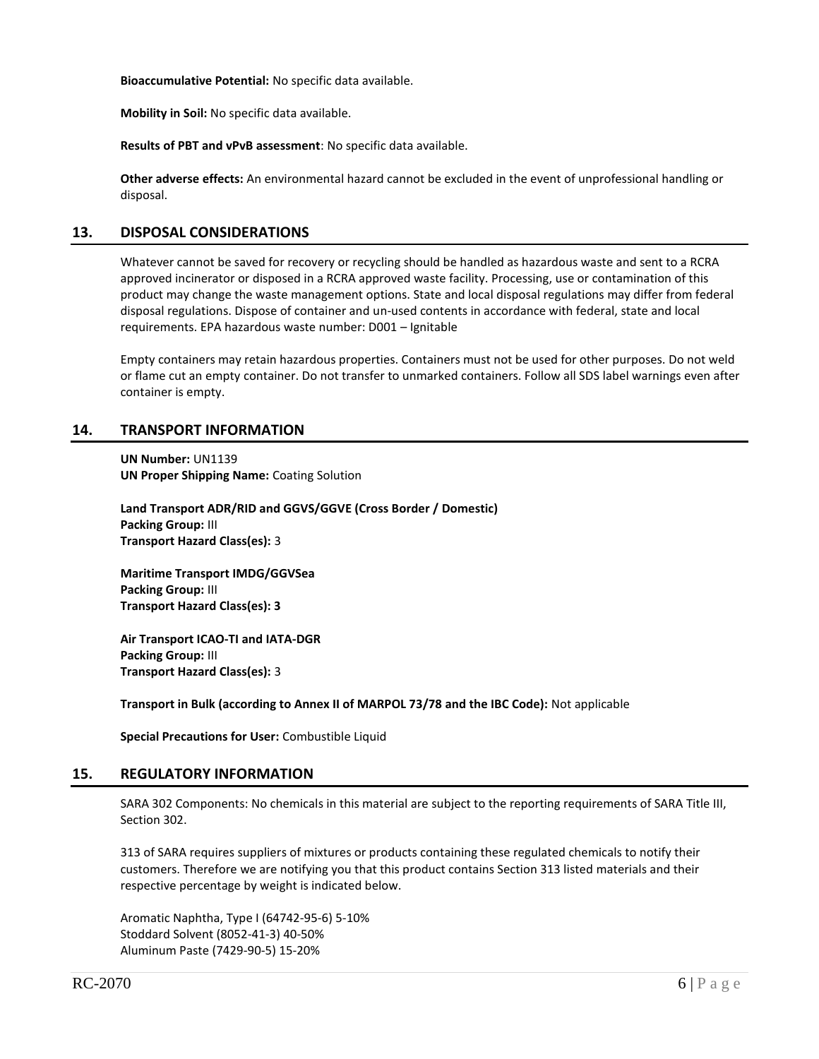**Bioaccumulative Potential:** No specific data available.

**Mobility in Soil:** No specific data available.

**Results of PBT and vPvB assessment**: No specific data available.

**Other adverse effects:** An environmental hazard cannot be excluded in the event of unprofessional handling or disposal.

## 13. DISPOSAL CONSIDERATIONS

Whatever cannot be saved for recovery or recycling should be handled as hazardous waste and sent to a RCRA approved incinerator or disposed in a RCRA approved waste facility. Processing, use or contamination of this product may change the waste management options. State and local disposal regulations may differ from federal disposal regulations. Dispose of container and un-used contents in accordance with federal, state and local requirements. EPA hazardous waste number: D001 – Ignitable

Empty containers may retain hazardous properties. Containers must not be used for other purposes. Do not weld or flame cut an empty container. Do not transfer to unmarked containers. Follow all SDS label warnings even after container is empty.

## 14. TRANSPORT INFORMATION

**UN Number:** UN1139
**UN Proper Shipping Name:** Coating Solution

**Land Transport ADR/RID and GGVS/GGVE (Cross Border / Domestic)**
**Packing Group:** III
**Transport Hazard Class(es):** 3

**Maritime Transport IMDG/GGVSea**
**Packing Group:** III
**Transport Hazard Class(es): 3**

**Air Transport ICAO-TI and IATA-DGR**
**Packing Group:** III
**Transport Hazard Class(es):** 3

**Transport in Bulk (according to Annex II of MARPOL 73/78 and the IBC Code):** Not applicable

**Special Precautions for User:** Combustible Liquid

## 15. REGULATORY INFORMATION

SARA 302 Components: No chemicals in this material are subject to the reporting requirements of SARA Title III, Section 302.

313 of SARA requires suppliers of mixtures or products containing these regulated chemicals to notify their customers. Therefore we are notifying you that this product contains Section 313 listed materials and their respective percentage by weight is indicated below.

Aromatic Naphtha, Type I (64742-95-6) 5-10%
Stoddard Solvent (8052-41-3) 40-50%
Aluminum Paste (7429-90-5) 15-20%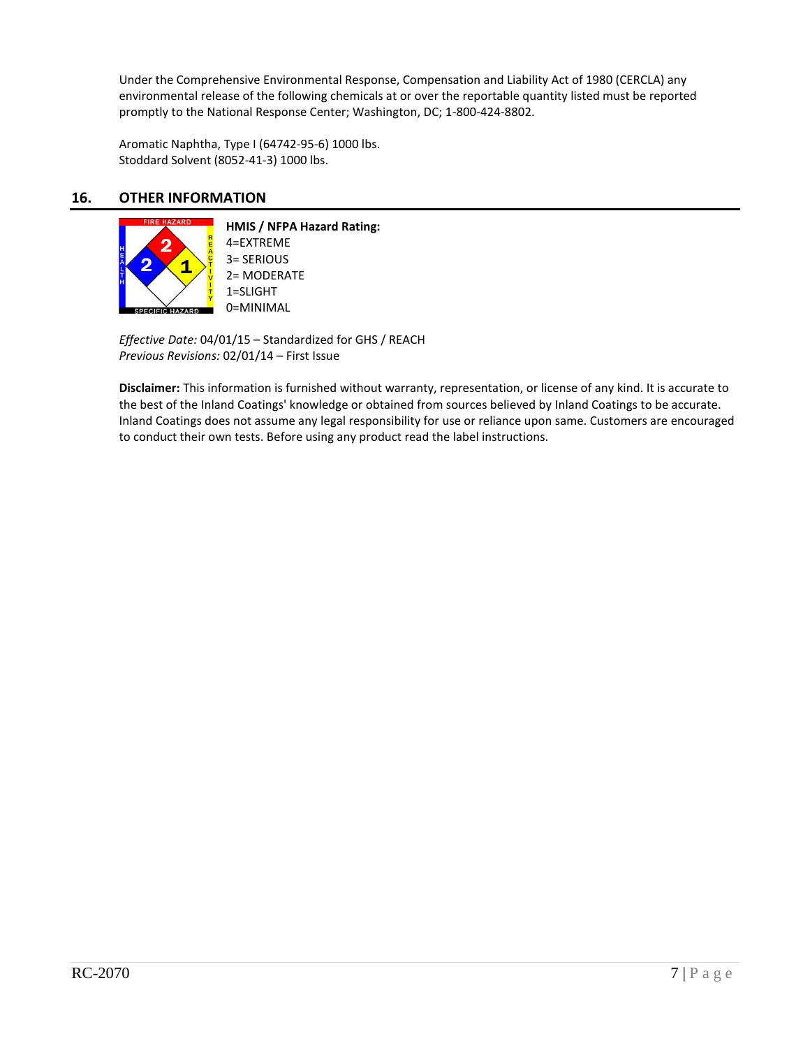Under the Comprehensive Environmental Response, Compensation and Liability Act of 1980 (CERCLA) any environmental release of the following chemicals at or over the reportable quantity listed must be reported promptly to the National Response Center; Washington, DC; 1-800-424-8802.

Aromatic Naphtha, Type I (64742-95-6) 1000 lbs.
Stoddard Solvent (8052-41-3) 1000 lbs.

## 16. OTHER INFORMATION

FIRE HAZARD
HEALTH
REACTIVITY
SPECIFIC HAZARD
2
2
1

**HMIS / NFPA Hazard Rating:**
4=EXTREME
3= SERIOUS
2= MODERATE
1=SLIGHT
0=MINIMAL

*Effective Date:* 04/01/15 – Standardized for GHS / REACH
*Previous Revisions:* 02/01/14 – First Issue

**Disclaimer:** This information is furnished without warranty, representation, or license of any kind. It is accurate to the best of the Inland Coatings' knowledge or obtained from sources believed by Inland Coatings to be accurate. Inland Coatings does not assume any legal responsibility for use or reliance upon same. Customers are encouraged to conduct their own tests. Before using any product read the label instructions.